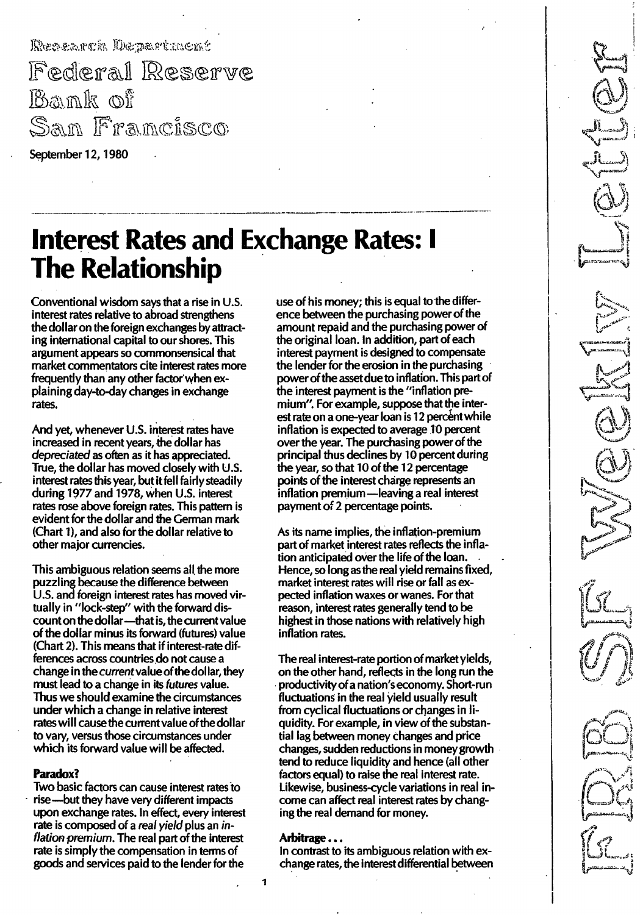Research Department

Federal Reserve Bank of San Francisco

September 12, 1980

# Interest Rates and Exchange Rates: I The Relationship

Conventional wisdom says that a rise in U.S. interest rates relative to abroad strengthens the dollar on the foreign exchanges by attracting international capital to our shores. This argument appears so commonsensical that market commentators cite interest rates more frequently than any other factor when explaining day-to-day changes in exchange rates.

And yet, whenever U.S. interest rates have increased in recent years, the dollar has *depreciated* as often as it has appreciated. True, the dollar has moved closely with U.S. interest rates this year, but it fell fairly steadily during 1977 and 1978, when U.S. interest rates rose above foreign rates. This pattern is evident for the dollar and the German mark (Chart 1), and also for the dollar relative to other major currencies.

This ambiguous relation seems all the more puzzling because the difference between U.S. and foreign interest rates has moved virtually in "lock-step" with the forward discount on the dollar—that is, the current value of the dollar minus its forward (futures) value (Chart 2). This means that if interest-rate differences across countries do not cause a change in the *current* value of the dollar, they must lead to a change in its *futures* value. Thus we should examine the circumstances under which a change in relative interest rates will cause the current value of the dollar to vary, versus those circumstances under which its forward value will be affected.

### Paradox?

Two basic factors can cause interest rates to rise—but they have very different impacts upon exchange rates. In effect, every interest rate is composed of a *real yield* plus an *inflation premium*. The real part of the interest rate is simply the compensation in terms of goods and services paid to the lender for the use of his money; this is equal to the difference between the purchasing power of the amount repaid and the purchasing power of the original loan. In addition, part of each interest payment is designed to compensate the lender for the erosion in the purchasing power of the asset due to inflation. This part of the interest payment is the "inflation premium". For example, suppose that the interest rate on a one-year loan is 12 percent while inflation is expected to average 10 percent over the year. The purchasing power of the principal thus declines by 10 percent during the year, so that 10 of the 12 percentage points of the interest charge represents an inflation premium—leaving a real interest payment of 2 percentage points.

As its name implies, the inflation-premium part of market interest rates reflects the inflation anticipated over the life of the loan. Hence, so long as the real yield remains fixed, market interest rates will rise or fall as expected inflation waxes or wanes. For that reason, interest rates generally tend to be highest in those nations with relatively high inflation rates.

The real interest-rate portion of market yields, on the other hand, reflects in the long run the productivity of a nation's economy. Short-run fluctuations in the real yield usually result from cyclical fluctuations or changes in liquidity. For example, in view of the substantial lag between money changes and price changes, sudden reductions in money growth tend to reduce liquidity and hence (all other factors equal) to raise the real interest rate. Likewise, business-cycle variations in real income can affect real interest rates by changing the real demand for money.

### Arbitrage...

In contrast to its ambiguous relation with exchange rates, the interest differential between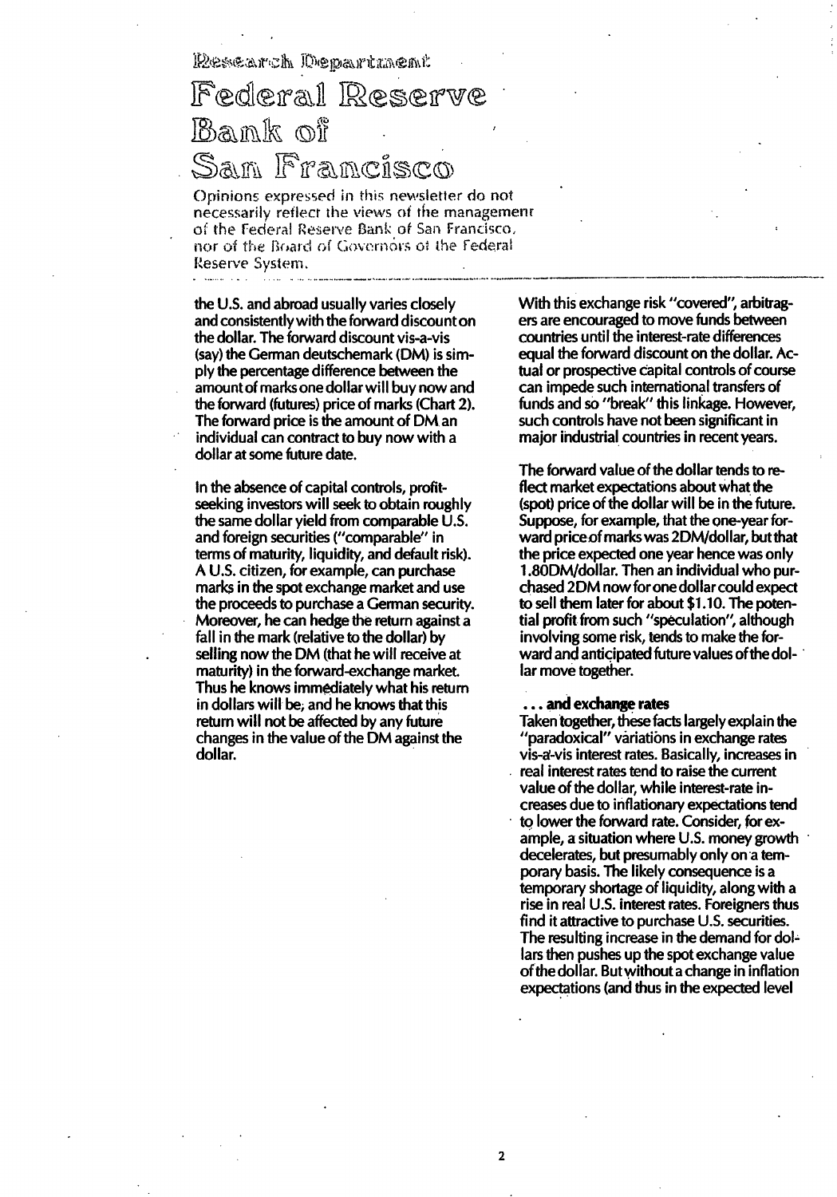Research Department

# Federal Reserve Bank of San Francisco

Opinions expressed in this newsletter do not necessarily reflect the views of the management of the Federal Reserve Bank of San Francisco, nor of the Board of Governors of the Federal Reserve System.

the U.S. and abroad usually varies closely and consistently with the forward discount on the dollar. The forward discount vis-a-vis (say) the German deutschemark (DM) is simply the percentage difference between the amount of marks one dollar will buy now and the forward (futures) price of marks (Chart 2). The forward price is the amount of DM an individual can contract to buy now with a dollar at some future date.

In the absence of capital controls, profit-seeking investors will seek to obtain roughly the same dollar yield from comparable U.S. and foreign securities ("comparable" in terms of maturity, liquidity, and default risk). A U.S. citizen, for example, can purchase marks in the spot exchange market and use the proceeds to purchase a German security. Moreover, he can hedge the return against a fall in the mark (relative to the dollar) by selling now the DM (that he will receive at maturity) in the forward-exchange market. Thus he knows immediately what his return in dollars will be; and he knows that this return will not be affected by any future changes in the value of the DM against the dollar.

With this exchange risk "covered", arbitragers are encouraged to move funds between countries until the interest-rate differences equal the forward discount on the dollar. Actual or prospective capital controls of course can impede such international transfers of funds and so "break" this linkage. However, such controls have not been significant in major industrial countries in recent years.

The forward value of the dollar tends to reflect market expectations about what the (spot) price of the dollar will be in the future. Suppose, for example, that the one-year forward price of marks was 2DM/dollar, but that the price expected one year hence was only 1.80DM/dollar. Then an individual who purchased 2DM now for one dollar could expect to sell them later for about $1.10. The potential profit from such "speculation", although involving some risk, tends to make the forward and anticipated future values of the dollar move together.

### ... and exchange rates

Taken together, these facts largely explain the "paradoxical" variations in exchange rates vis-a-vis interest rates. Basically, increases in real interest rates tend to raise the current value of the dollar, while interest-rate increases due to inflationary expectations tend to lower the forward rate. Consider, for example, a situation where U.S. money growth decelerates, but presumably only on a temporary basis. The likely consequence is a temporary shortage of liquidity, along with a rise in real U.S. interest rates. Foreigners thus find it attractive to purchase U.S. securities. The resulting increase in the demand for dollars then pushes up the spot exchange value of the dollar. But without a change in inflation expectations (and thus in the expected level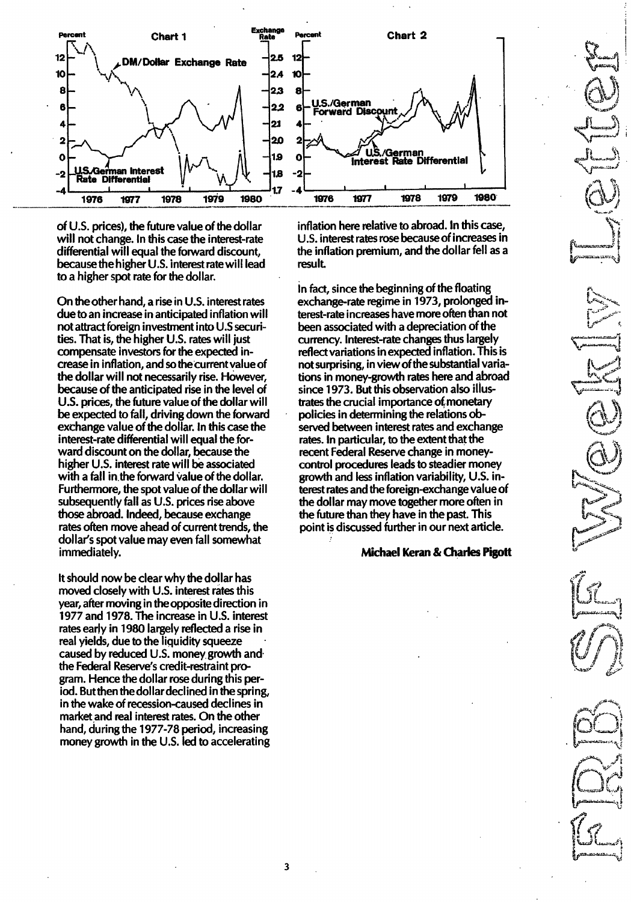of U.S. prices), the future value of the dollar will not change. In this case the interest-rate differential will equal the forward discount, because the higher U.S. interest rate will lead to a higher spot rate for the dollar.

On the other hand, a rise in U.S. interest rates due to an increase in anticipated inflation will not attract foreign investment into U.S securities. That is, the higher U.S. rates will just compensate investors for the expected increase in inflation, and so the current value of the dollar will not necessarily rise. However, because of the anticipated rise in the level of U.S. prices, the future value of the dollar will be expected to fall, driving down the forward exchange value of the dollar. In this case the interest-rate differential will equal the forward discount on the dollar, because the higher U.S. interest rate will be associated with a fall in the forward value of the dollar. Furthermore, the spot value of the dollar will subsequently fall as U.S. prices rise above those abroad. Indeed, because exchange rates often move ahead of current trends, the dollar's spot value may even fall somewhat immediately.

It should now be clear why the dollar has moved closely with U.S. interest rates this year, after moving in the opposite direction in 1977 and 1978. The increase in U.S. interest rates early in 1980 largely reflected a rise in real yields, due to the liquidity squeeze caused by reduced U.S. money growth and the Federal Reserve's credit-restraint program. Hence the dollar rose during this period. But then the dollar declined in the spring, in the wake of recession-caused declines in market and real interest rates. On the other hand, during the 1977-78 period, increasing money growth in the U.S. led to accelerating inflation here relative to abroad. In this case, U.S. interest rates rose because of increases in the inflation premium, and the dollar fell as a result.

In fact, since the beginning of the floating exchange-rate regime in 1973, prolonged interest-rate increases have more often than not been associated with a depreciation of the currency. Interest-rate changes thus largely reflect variations in expected inflation. This is not surprising, in view of the substantial variations in money-growth rates here and abroad since 1973. But this observation also illustrates the crucial importance of monetary policies in determining the relations observed between interest rates and exchange rates. In particular, to the extent that the recent Federal Reserve change in money-control procedures leads to steadier money growth and less inflation variability, U.S. interest rates and the foreign-exchange value of the dollar may move together more often in the future than they have in the past. This point is discussed further in our next article.

**Michael Keran & Charles Pigott**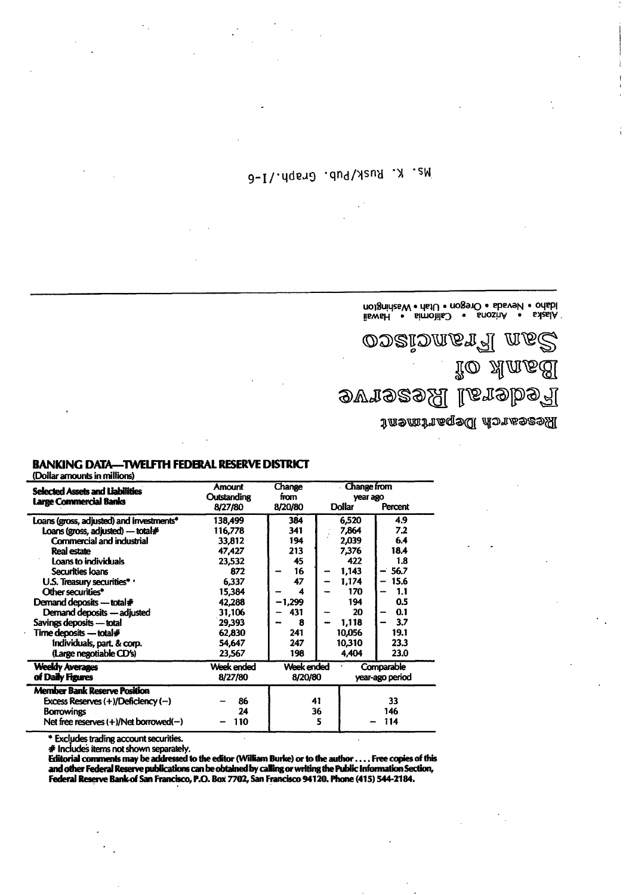Ms. K. Rusk/Pub. Graph./I-6

Research Department

Federal Reserve

Bank of

San Francisco

Alaska • Arizona • California • Hawaii
Idaho • Nevada • Oregon • Utah • Washington

## BANKING DATA—TWELFTH FEDERAL RESERVE DISTRICT

(Dollar amounts in millions)

| Selected Assets and Liabilities Large Commercial Banks | Amount Outstanding 8/27/80 | Change from 8/20/80 | Change from year ago | |
|---|---|---|---|---|
| | | | Dollar | Percent |
| Loans (gross, adjusted) and investments* | 138,499 | 384 | 6,520 | 4.9 |
| Loans (gross, adjusted) — total# | 116,778 | 341 | 7,864 | 7.2 |
| Commercial and industrial | 33,812 | 194 | 2,039 | 6.4 |
| Real estate | 47,427 | 213 | 7,376 | 18.4 |
| Loans to individuals | 23,532 | 45 | 422 | 1.8 |
| Securities loans | 872 | − 16 | − 1,143 | − 56.7 |
| U.S. Treasury securities* | 6,337 | 47 | − 1,174 | − 15.6 |
| Other securities* | 15,384 | − 4 | − 170 | − 1.1 |
| Demand deposits — total# | 42,288 | −1,299 | 194 | 0.5 |
| Demand deposits — adjusted | 31,106 | − 431 | − 20 | − 0.1 |
| Savings deposits — total | 29,393 | − 8 | − 1,118 | − 3.7 |
| Time deposits — total# | 62,830 | 241 | 10,056 | 19.1 |
| Individuals, part. & corp. | 54,647 | 247 | 10,310 | 23.3 |
| (Large negotiable CD's) | 23,567 | 198 | 4,404 | 23.0 |
| **Weekly Averages of Daily Figures** | Week ended 8/27/80 | Week ended 8/20/80 | Comparable year-ago period | |
| **Member Bank Reserve Position** | | | | |
| Excess Reserves (+)/Deficiency (−) | − 86 | 41 | 33 | |
| Borrowings | 24 | 36 | 146 | |
| Net free reserves (+)/Net borrowed(−) | − 110 | 5 | − 114 | |

\* Excludes trading account securities.
# Includes items not shown separately.

**Editorial comments may be addressed to the editor (William Burke) or to the author .... Free copies of this and other Federal Reserve publications can be obtained by calling or writing the Public Information Section, Federal Reserve Bank of San Francisco, P.O. Box 7702, San Francisco 94120. Phone (415) 544-2184.**